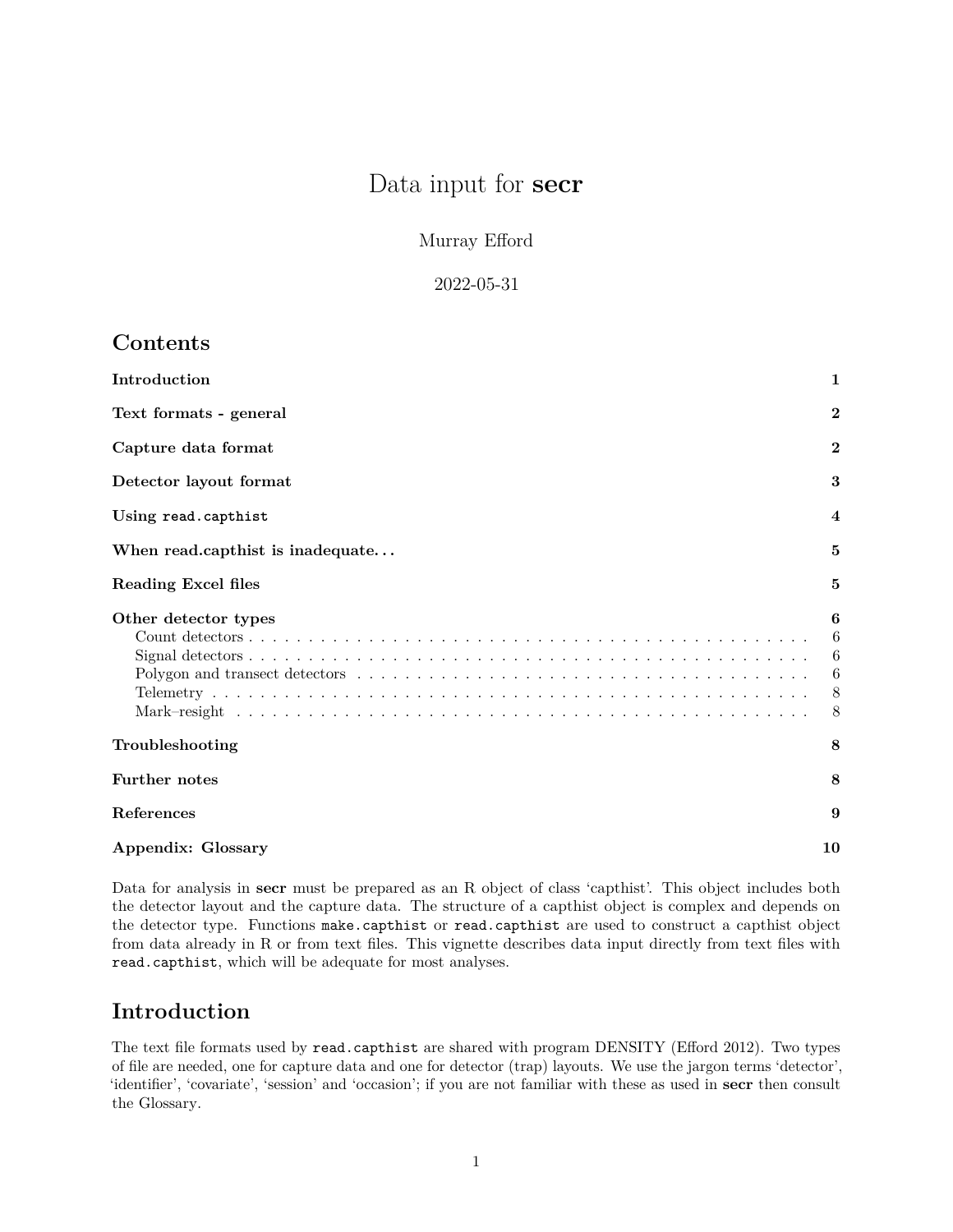# Data input for **secr**

Murray Efford

2022-05-31

## Contents

| | |
|---|---|
| **Introduction** | **1** |
| **Text formats - general** | **2** |
| **Capture data format** | **2** |
| **Detector layout format** | **3** |
| **Using `read.capthist`** | **4** |
| **When read.capthist is inadequate...** | **5** |
| **Reading Excel files** | **5** |
| **Other detector types** | **6** |
| Count detectors | 6 |
| Signal detectors | 6 |
| Polygon and transect detectors | 6 |
| Telemetry | 8 |
| Mark–resight | 8 |
| **Troubleshooting** | **8** |
| **Further notes** | **8** |
| **References** | **9** |
| **Appendix: Glossary** | **10** |

Data for analysis in **secr** must be prepared as an R object of class 'capthist'. This object includes both the detector layout and the capture data. The structure of a capthist object is complex and depends on the detector type. Functions `make.capthist` or `read.capthist` are used to construct a capthist object from data already in R or from text files. This vignette describes data input directly from text files with `read.capthist`, which will be adequate for most analyses.

## Introduction

The text file formats used by `read.capthist` are shared with program DENSITY (Efford 2012). Two types of file are needed, one for capture data and one for detector (trap) layouts. We use the jargon terms 'detector', 'identifier', 'covariate', 'session' and 'occasion'; if you are not familiar with these as used in **secr** then consult the Glossary.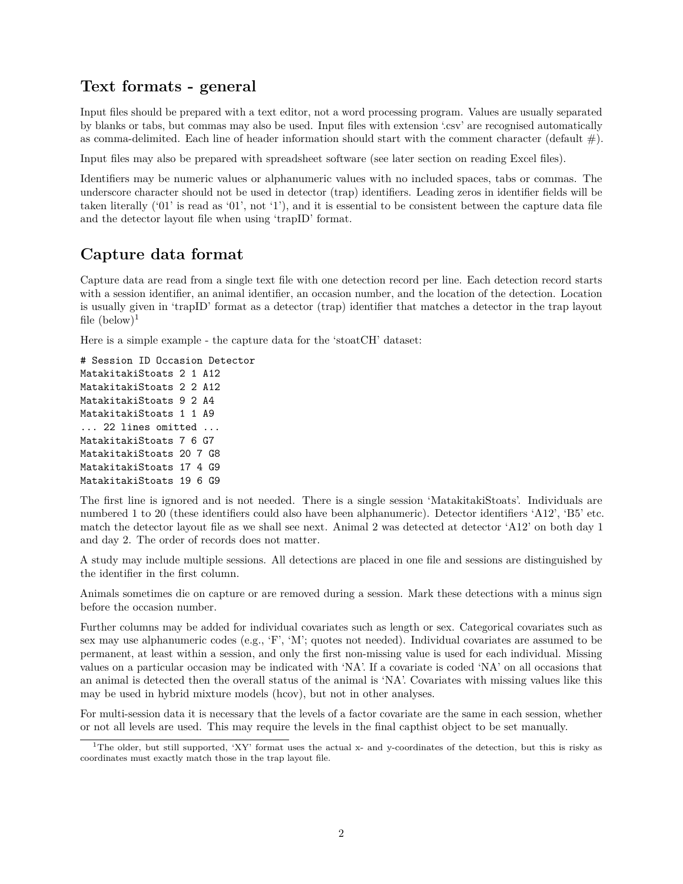## Text formats - general

Input files should be prepared with a text editor, not a word processing program. Values are usually separated by blanks or tabs, but commas may also be used. Input files with extension '.csv' are recognised automatically as comma-delimited. Each line of header information should start with the comment character (default #).

Input files may also be prepared with spreadsheet software (see later section on reading Excel files).

Identifiers may be numeric values or alphanumeric values with no included spaces, tabs or commas. The underscore character should not be used in detector (trap) identifiers. Leading zeros in identifier fields will be taken literally ('01' is read as '01', not '1'), and it is essential to be consistent between the capture data file and the detector layout file when using 'trapID' format.

## Capture data format

Capture data are read from a single text file with one detection record per line. Each detection record starts with a session identifier, an animal identifier, an occasion number, and the location of the detection. Location is usually given in 'trapID' format as a detector (trap) identifier that matches a detector in the trap layout file (below)[1]

Here is a simple example - the capture data for the 'stoatCH' dataset:

```
# Session ID Occasion Detector
MatakitakiStoats 2 1 A12
MatakitakiStoats 2 2 A12
MatakitakiStoats 9 2 A4
MatakitakiStoats 1 1 A9
... 22 lines omitted ...
MatakitakiStoats 7 6 G7
MatakitakiStoats 20 7 G8
MatakitakiStoats 17 4 G9
MatakitakiStoats 19 6 G9
```

The first line is ignored and is not needed. There is a single session 'MatakitakiStoats'. Individuals are numbered 1 to 20 (these identifiers could also have been alphanumeric). Detector identifiers 'A12', 'B5' etc. match the detector layout file as we shall see next. Animal 2 was detected at detector 'A12' on both day 1 and day 2. The order of records does not matter.

A study may include multiple sessions. All detections are placed in one file and sessions are distinguished by the identifier in the first column.

Animals sometimes die on capture or are removed during a session. Mark these detections with a minus sign before the occasion number.

Further columns may be added for individual covariates such as length or sex. Categorical covariates such as sex may use alphanumeric codes (e.g., 'F', 'M'; quotes not needed). Individual covariates are assumed to be permanent, at least within a session, and only the first non-missing value is used for each individual. Missing values on a particular occasion may be indicated with 'NA'. If a covariate is coded 'NA' on all occasions that an animal is detected then the overall status of the animal is 'NA'. Covariates with missing values like this may be used in hybrid mixture models (hcov), but not in other analyses.

For multi-session data it is necessary that the levels of a factor covariate are the same in each session, whether or not all levels are used. This may require the levels in the final capthist object to be set manually.

[1] The older, but still supported, 'XY' format uses the actual x- and y-coordinates of the detection, but this is risky as coordinates must exactly match those in the trap layout file.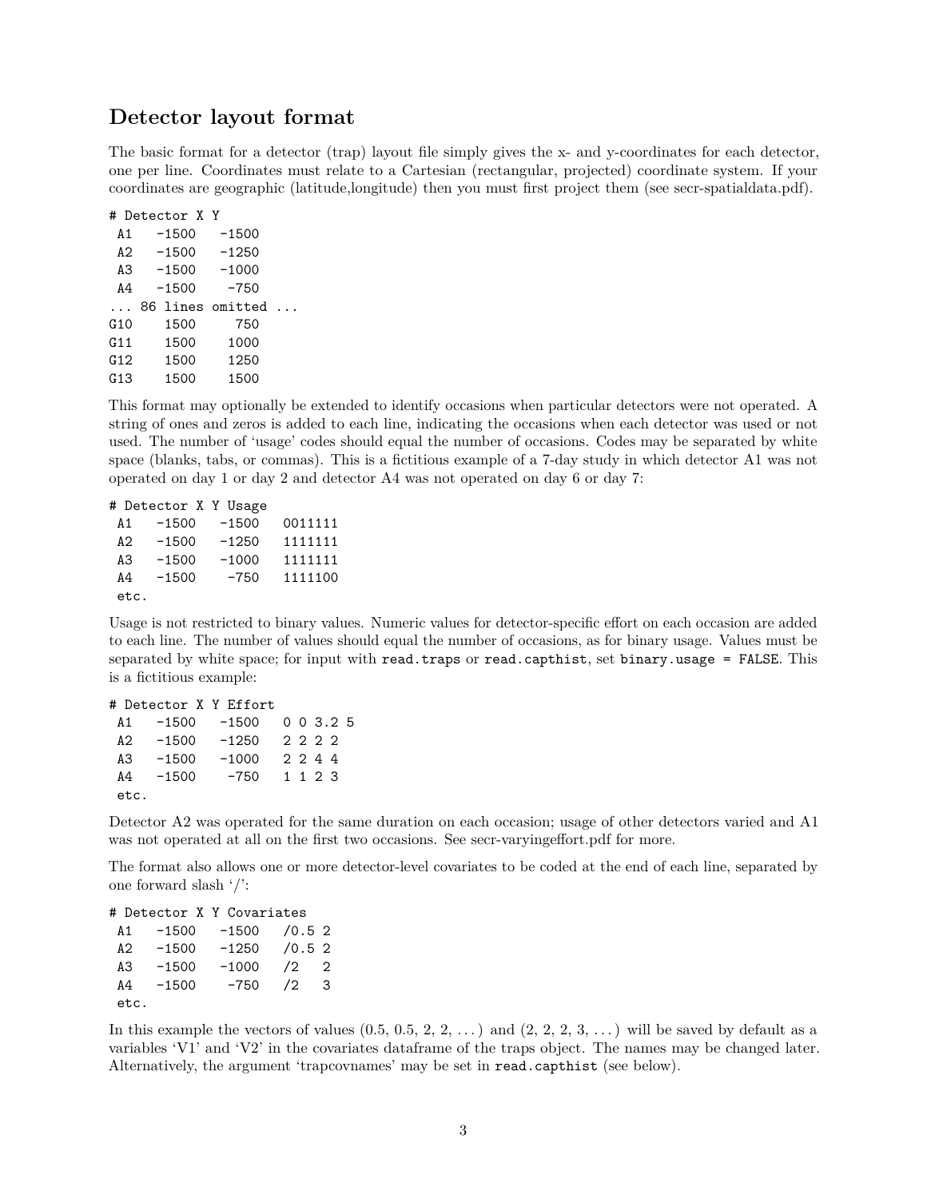## Detector layout format

The basic format for a detector (trap) layout file simply gives the x- and y-coordinates for each detector, one per line. Coordinates must relate to a Cartesian (rectangular, projected) coordinate system. If your coordinates are geographic (latitude,longitude) then you must first project them (see secr-spatialdata.pdf).

```
# Detector X Y
 A1   -1500   -1500
 A2   -1500   -1250
 A3   -1500   -1000
 A4   -1500    -750
... 86 lines omitted ...
G10    1500     750
G11    1500    1000
G12    1500    1250
G13    1500    1500
```

This format may optionally be extended to identify occasions when particular detectors were not operated. A string of ones and zeros is added to each line, indicating the occasions when each detector was used or not used. The number of 'usage' codes should equal the number of occasions. Codes may be separated by white space (blanks, tabs, or commas). This is a fictitious example of a 7-day study in which detector A1 was not operated on day 1 or day 2 and detector A4 was not operated on day 6 or day 7:

```
# Detector X Y Usage
 A1   -1500   -1500   0011111
 A2   -1500   -1250   1111111
 A3   -1500   -1000   1111111
 A4   -1500    -750   1111100
 etc.
```

Usage is not restricted to binary values. Numeric values for detector-specific effort on each occasion are added to each line. The number of values should equal the number of occasions, as for binary usage. Values must be separated by white space; for input with `read.traps` or `read.capthist`, set `binary.usage = FALSE`. This is a fictitious example:

```
# Detector X Y Effort
 A1   -1500   -1500   0 0 3.2 5
 A2   -1500   -1250   2 2 2 2
 A3   -1500   -1000   2 2 4 4
 A4   -1500    -750   1 1 2 3
 etc.
```

Detector A2 was operated for the same duration on each occasion; usage of other detectors varied and A1 was not operated at all on the first two occasions. See secr-varyingeffort.pdf for more.

The format also allows one or more detector-level covariates to be coded at the end of each line, separated by one forward slash '/':

```
# Detector X Y Covariates
 A1   -1500   -1500   /0.5 2
 A2   -1500   -1250   /0.5 2
 A3   -1500   -1000   /2   2
 A4   -1500    -750   /2   3
 etc.
```

In this example the vectors of values (0.5, 0.5, 2, 2, ...) and (2, 2, 2, 3, ...) will be saved by default as a variables 'V1' and 'V2' in the covariates dataframe of the traps object. The names may be changed later. Alternatively, the argument 'trapcovnames' may be set in `read.capthist` (see below).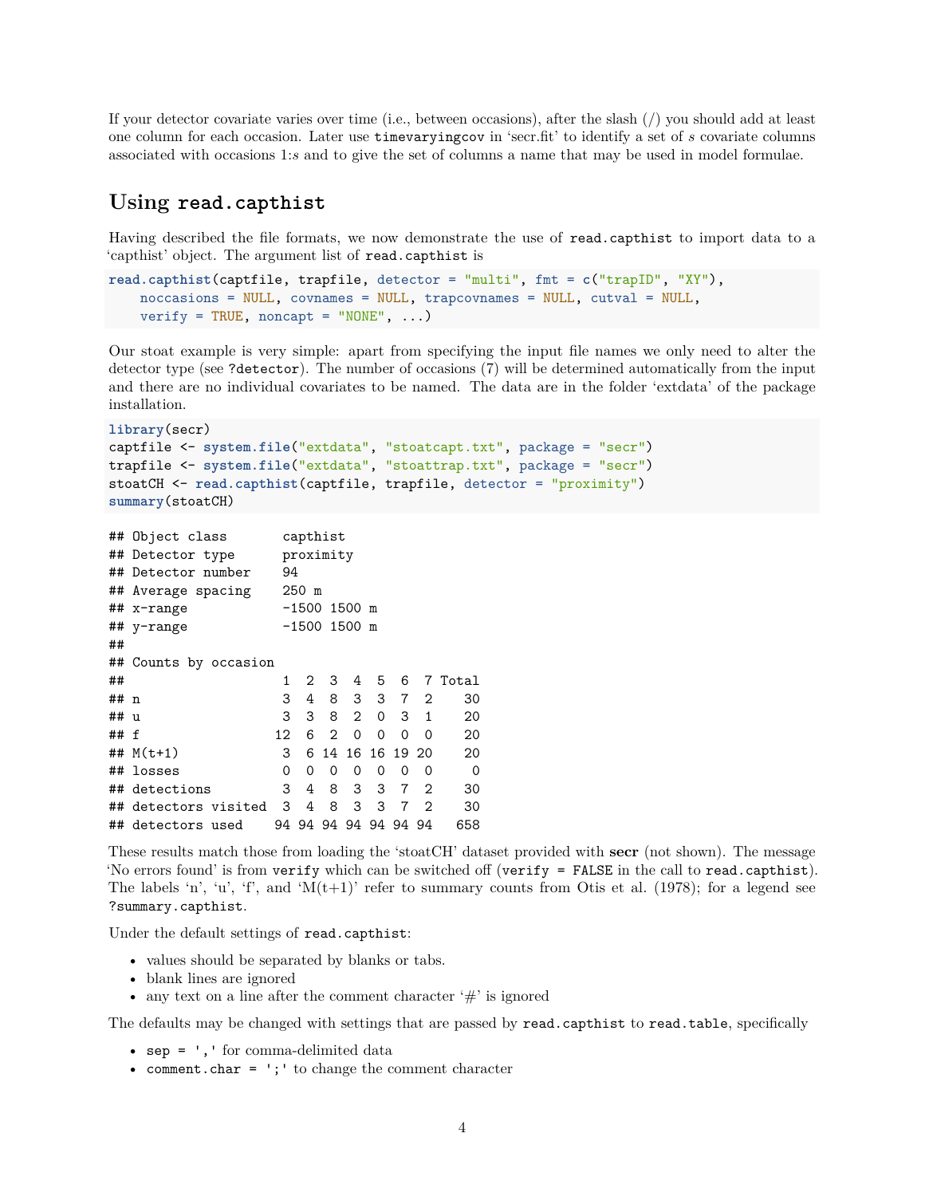If your detector covariate varies over time (i.e., between occasions), after the slash (/) you should add at least one column for each occasion. Later use `timevaryingcov` in 'secr.fit' to identify a set of $s$ covariate columns associated with occasions 1:$s$ and to give the set of columns a name that may be used in model formulae.

## Using `read.capthist`

Having described the file formats, we now demonstrate the use of `read.capthist` to import data to a 'capthist' object. The argument list of `read.capthist` is

```
read.capthist(captfile, trapfile, detector = "multi", fmt = c("trapID", "XY"),
    noccasions = NULL, covnames = NULL, trapcovnames = NULL, cutval = NULL,
    verify = TRUE, noncapt = "NONE", ...)
```

Our stoat example is very simple: apart from specifying the input file names we only need to alter the detector type (see `?detector`). The number of occasions (7) will be determined automatically from the input and there are no individual covariates to be named. The data are in the folder 'extdata' of the package installation.

```
library(secr)
captfile <- system.file("extdata", "stoatcapt.txt", package = "secr")
trapfile <- system.file("extdata", "stoattrap.txt", package = "secr")
stoatCH <- read.capthist(captfile, trapfile, detector = "proximity")
summary(stoatCH)
```

```
## Object class       capthist
## Detector type      proximity
## Detector number    94
## Average spacing    250 m
## x-range            -1500 1500 m
## y-range            -1500 1500 m
##
## Counts by occasion
##                    1  2  3  4  5  6  7 Total
## n                  3  4  8  3  3  7  2    30
## u                  3  3  8  2  0  3  1    20
## f                 12  6  2  0  0  0  0    20
## M(t+1)             3  6 14 16 16 19 20    20
## losses             0  0  0  0  0  0  0     0
## detections         3  4  8  3  3  7  2    30
## detectors visited  3  4  8  3  3  7  2    30
## detectors used    94 94 94 94 94 94 94   658
```

These results match those from loading the 'stoatCH' dataset provided with **secr** (not shown). The message 'No errors found' is from `verify` which can be switched off (`verify = FALSE` in the call to `read.capthist`). The labels 'n', 'u', 'f', and 'M(t+1)' refer to summary counts from Otis et al. (1978); for a legend see `?summary.capthist`.

Under the default settings of `read.capthist`:

- values should be separated by blanks or tabs.
- blank lines are ignored
- any text on a line after the comment character '#' is ignored

The defaults may be changed with settings that are passed by `read.capthist` to `read.table`, specifically

- `sep = ','` for comma-delimited data
- `comment.char = ';'` to change the comment character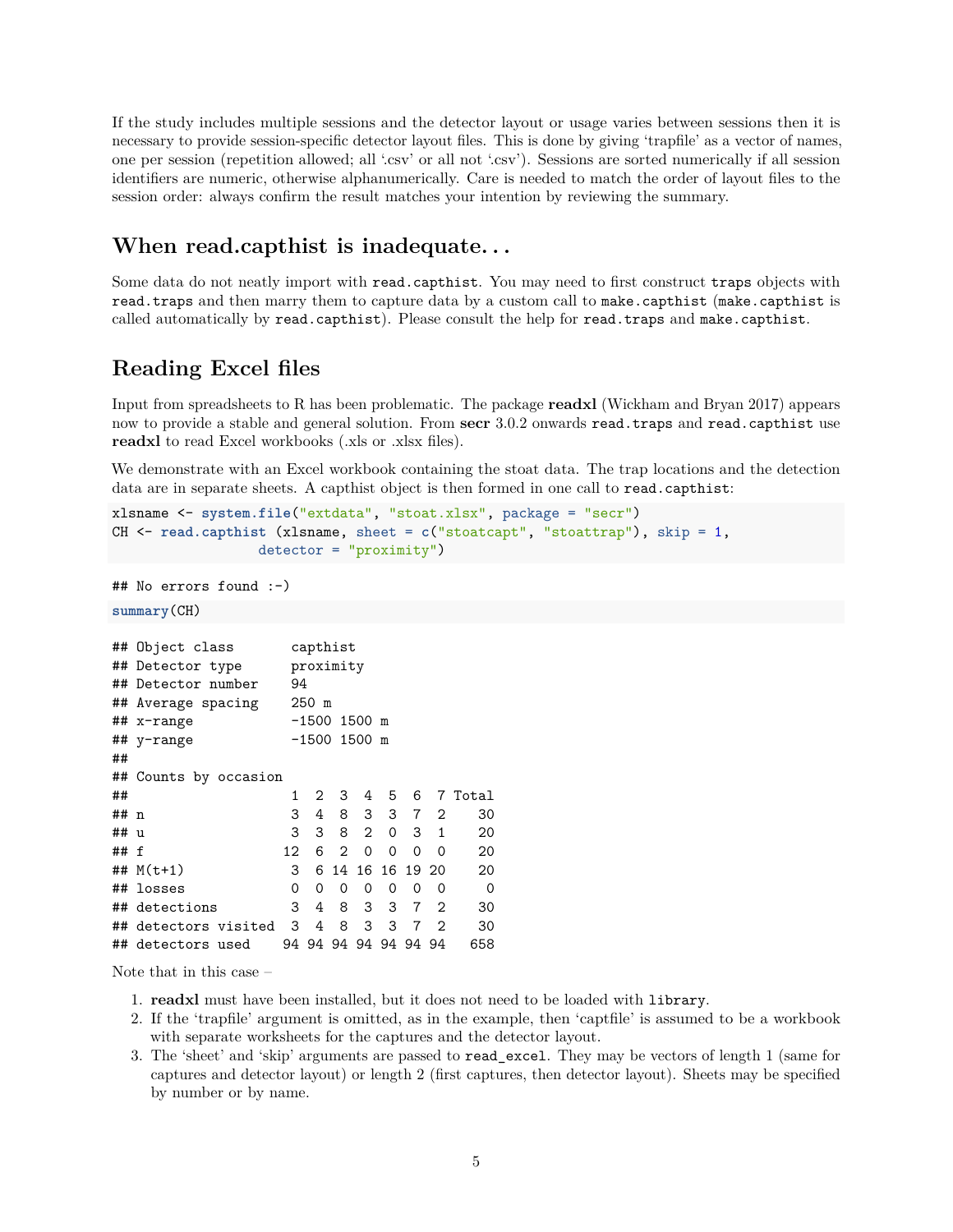If the study includes multiple sessions and the detector layout or usage varies between sessions then it is necessary to provide session-specific detector layout files. This is done by giving 'trapfile' as a vector of names, one per session (repetition allowed; all '.csv' or all not '.csv'). Sessions are sorted numerically if all session identifiers are numeric, otherwise alphanumerically. Care is needed to match the order of layout files to the session order: always confirm the result matches your intention by reviewing the summary.

## When read.capthist is inadequate. . .

Some data do not neatly import with `read.capthist`. You may need to first construct `traps` objects with `read.traps` and then marry them to capture data by a custom call to `make.capthist` (`make.capthist` is called automatically by `read.capthist`). Please consult the help for `read.traps` and `make.capthist`.

## Reading Excel files

Input from spreadsheets to R has been problematic. The package **readxl** (Wickham and Bryan 2017) appears now to provide a stable and general solution. From **secr** 3.0.2 onwards `read.traps` and `read.capthist` use **readxl** to read Excel workbooks (.xls or .xlsx files).

We demonstrate with an Excel workbook containing the stoat data. The trap locations and the detection data are in separate sheets. A capthist object is then formed in one call to `read.capthist`:

```
xlsname <- system.file("extdata", "stoat.xlsx", package = "secr")
CH <- read.capthist (xlsname, sheet = c("stoatcapt", "stoattrap"), skip = 1,
                  detector = "proximity")
```

```
## No errors found :-)
```

```
summary(CH)
```

```
## Object class       capthist
## Detector type      proximity
## Detector number    94
## Average spacing    250 m
## x-range            -1500 1500 m
## y-range            -1500 1500 m
##
## Counts by occasion
##                    1  2  3  4  5  6  7 Total
## n                  3  4  8  3  3  7  2    30
## u                  3  3  8  2  0  3  1    20
## f                 12  6  2  0  0  0  0    20
## M(t+1)             3  6 14 16 16 19 20    20
## losses             0  0  0  0  0  0  0     0
## detections         3  4  8  3  3  7  2    30
## detectors visited  3  4  8  3  3  7  2    30
## detectors used    94 94 94 94 94 94 94   658
```

Note that in this case –

1. **readxl** must have been installed, but it does not need to be loaded with `library`.
2. If the 'trapfile' argument is omitted, as in the example, then 'captfile' is assumed to be a workbook with separate worksheets for the captures and the detector layout.
3. The 'sheet' and 'skip' arguments are passed to `read_excel`. They may be vectors of length 1 (same for captures and detector layout) or length 2 (first captures, then detector layout). Sheets may be specified by number or by name.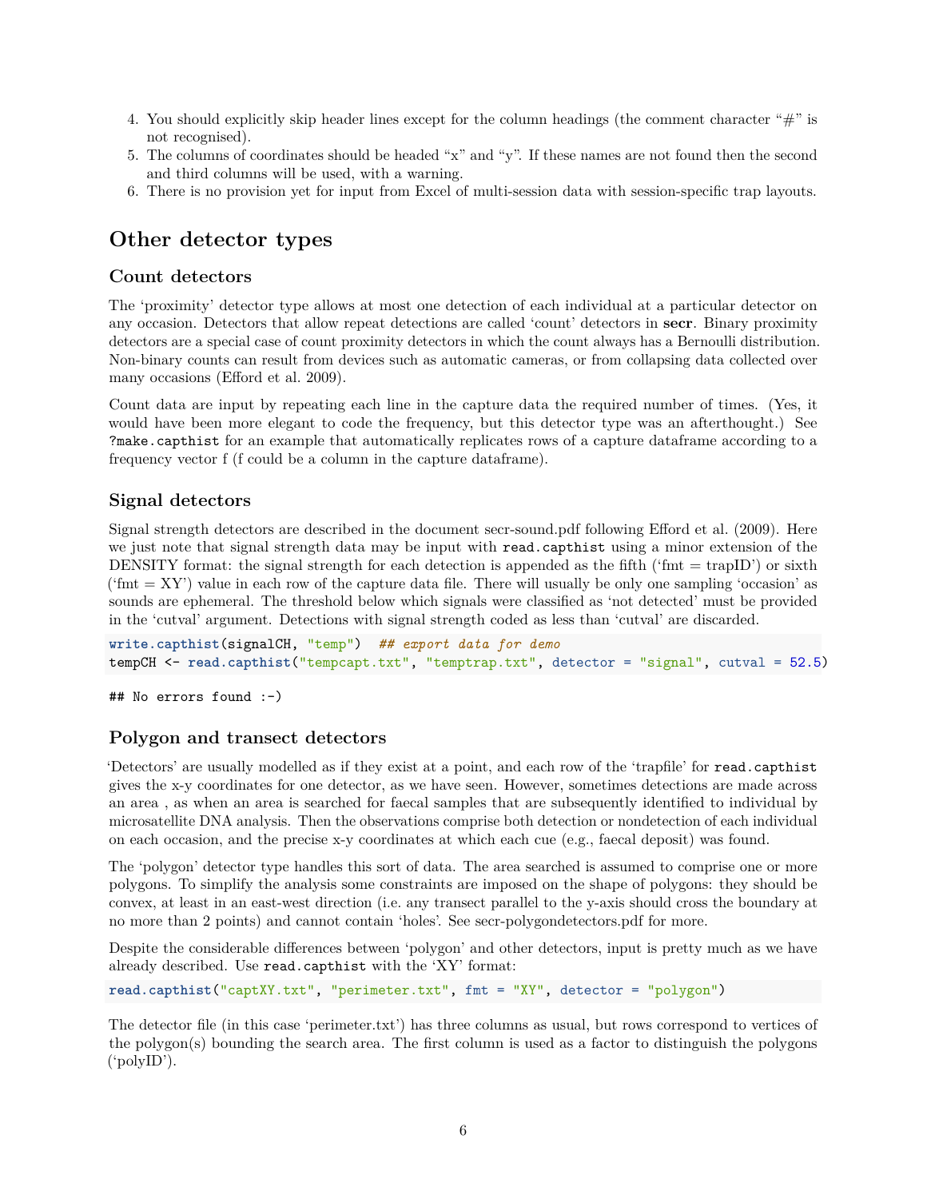4. You should explicitly skip header lines except for the column headings (the comment character "#" is not recognised).
5. The columns of coordinates should be headed "x" and "y". If these names are not found then the second and third columns will be used, with a warning.
6. There is no provision yet for input from Excel of multi-session data with session-specific trap layouts.

## Other detector types

### Count detectors

The 'proximity' detector type allows at most one detection of each individual at a particular detector on any occasion. Detectors that allow repeat detections are called 'count' detectors in **secr**. Binary proximity detectors are a special case of count proximity detectors in which the count always has a Bernoulli distribution. Non-binary counts can result from devices such as automatic cameras, or from collapsing data collected over many occasions (Efford et al. 2009).

Count data are input by repeating each line in the capture data the required number of times. (Yes, it would have been more elegant to code the frequency, but this detector type was an afterthought.) See `?make.capthist` for an example that automatically replicates rows of a capture dataframe according to a frequency vector f (f could be a column in the capture dataframe).

### Signal detectors

Signal strength detectors are described in the document secr-sound.pdf following Efford et al. (2009). Here we just note that signal strength data may be input with `read.capthist` using a minor extension of the DENSITY format: the signal strength for each detection is appended as the fifth ('fmt = trapID') or sixth ('fmt = XY') value in each row of the capture data file. There will usually be only one sampling 'occasion' as sounds are ephemeral. The threshold below which signals were classified as 'not detected' must be provided in the 'cutval' argument. Detections with signal strength coded as less than 'cutval' are discarded.

```
write.capthist(signalCH, "temp")  ## export data for demo
tempCH <- read.capthist("tempcapt.txt", "temptrap.txt", detector = "signal", cutval = 52.5)
```

```
## No errors found :-)
```

### Polygon and transect detectors

'Detectors' are usually modelled as if they exist at a point, and each row of the 'trapfile' for `read.capthist` gives the x-y coordinates for one detector, as we have seen. However, sometimes detections are made across an area , as when an area is searched for faecal samples that are subsequently identified to individual by microsatellite DNA analysis. Then the observations comprise both detection or nondetection of each individual on each occasion, and the precise x-y coordinates at which each cue (e.g., faecal deposit) was found.

The 'polygon' detector type handles this sort of data. The area searched is assumed to comprise one or more polygons. To simplify the analysis some constraints are imposed on the shape of polygons: they should be convex, at least in an east-west direction (i.e. any transect parallel to the y-axis should cross the boundary at no more than 2 points) and cannot contain 'holes'. See secr-polygondetectors.pdf for more.

Despite the considerable differences between 'polygon' and other detectors, input is pretty much as we have already described. Use `read.capthist` with the 'XY' format:

```
read.capthist("captXY.txt", "perimeter.txt", fmt = "XY", detector = "polygon")
```

The detector file (in this case 'perimeter.txt') has three columns as usual, but rows correspond to vertices of the polygon(s) bounding the search area. The first column is used as a factor to distinguish the polygons ('polyID').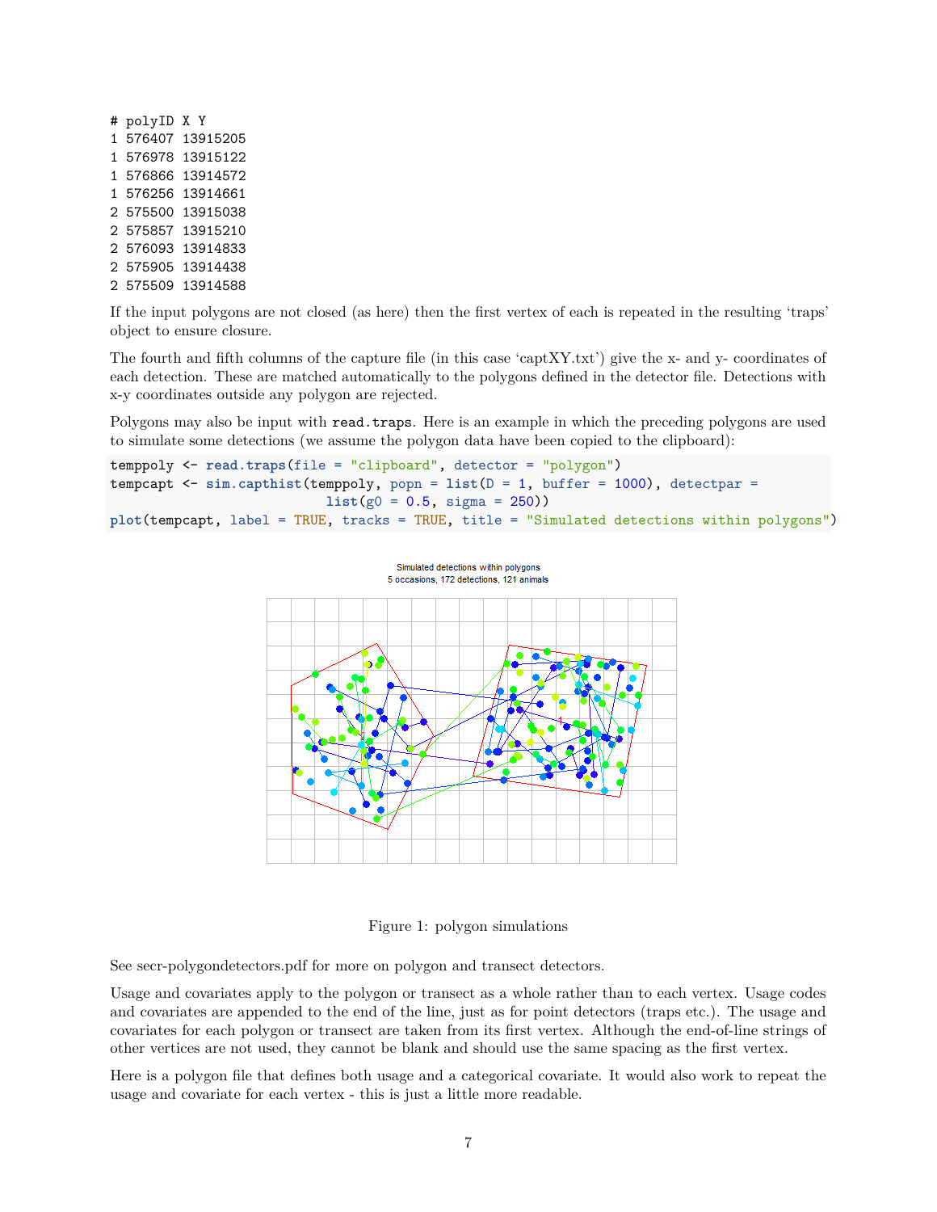```
# polyID X Y
1 576407 13915205
1 576978 13915122
1 576866 13914572
1 576256 13914661
2 575500 13915038
2 575857 13915210
2 576093 13914833
2 575905 13914438
2 575509 13914588
```

If the input polygons are not closed (as here) then the first vertex of each is repeated in the resulting 'traps' object to ensure closure.

The fourth and fifth columns of the capture file (in this case 'captXY.txt') give the x- and y- coordinates of each detection. These are matched automatically to the polygons defined in the detector file. Detections with x-y coordinates outside any polygon are rejected.

Polygons may also be input with `read.traps`. Here is an example in which the preceding polygons are used to simulate some detections (we assume the polygon data have been copied to the clipboard):

```
temppoly <- read.traps(file = "clipboard", detector = "polygon")
tempcapt <- sim.capthist(temppoly, popn = list(D = 1, buffer = 1000), detectpar =
                         list(g0 = 0.5, sigma = 250))
plot(tempcapt, label = TRUE, tracks = TRUE, title = "Simulated detections within polygons")
```

Figure 1: polygon simulations

See secr-polygondetectors.pdf for more on polygon and transect detectors.

Usage and covariates apply to the polygon or transect as a whole rather than to each vertex. Usage codes and covariates are appended to the end of the line, just as for point detectors (traps etc.). The usage and covariates for each polygon or transect are taken from its first vertex. Although the end-of-line strings of other vertices are not used, they cannot be blank and should use the same spacing as the first vertex.

Here is a polygon file that defines both usage and a categorical covariate. It would also work to repeat the usage and covariate for each vertex - this is just a little more readable.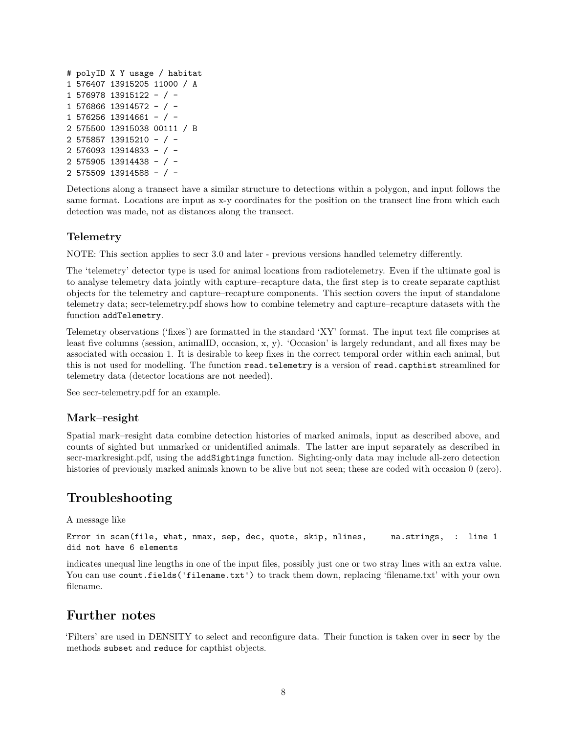```
# polyID X Y usage / habitat
1 576407 13915205 11000 / A
1 576978 13915122 - / -
1 576866 13914572 - / -
1 576256 13914661 - / -
2 575500 13915038 00111 / B
2 575857 13915210 - / -
2 576093 13914833 - / -
2 575905 13914438 - / -
2 575509 13914588 - / -
```

Detections along a transect have a similar structure to detections within a polygon, and input follows the same format. Locations are input as x-y coordinates for the position on the transect line from which each detection was made, not as distances along the transect.

### Telemetry

NOTE: This section applies to secr 3.0 and later - previous versions handled telemetry differently.

The 'telemetry' detector type is used for animal locations from radiotelemetry. Even if the ultimate goal is to analyse telemetry data jointly with capture–recapture data, the first step is to create separate capthist objects for the telemetry and capture–recapture components. This section covers the input of standalone telemetry data; secr-telemetry.pdf shows how to combine telemetry and capture–recapture datasets with the function `addTelemetry`.

Telemetry observations ('fixes') are formatted in the standard 'XY' format. The input text file comprises at least five columns (session, animalID, occasion, x, y). 'Occasion' is largely redundant, and all fixes may be associated with occasion 1. It is desirable to keep fixes in the correct temporal order within each animal, but this is not used for modelling. The function `read.telemetry` is a version of `read.capthist` streamlined for telemetry data (detector locations are not needed).

See secr-telemetry.pdf for an example.

### Mark–resight

Spatial mark–resight data combine detection histories of marked animals, input as described above, and counts of sighted but unmarked or unidentified animals. The latter are input separately as described in secr-markresight.pdf, using the `addSightings` function. Sighting-only data may include all-zero detection histories of previously marked animals known to be alive but not seen; these are coded with occasion 0 (zero).

## Troubleshooting

A message like

```
Error in scan(file, what, nmax, sep, dec, quote, skip, nlines,     na.strings,  :  line 1
did not have 6 elements
```

indicates unequal line lengths in one of the input files, possibly just one or two stray lines with an extra value. You can use `count.fields('filename.txt')` to track them down, replacing 'filename.txt' with your own filename.

## Further notes

'Filters' are used in DENSITY to select and reconfigure data. Their function is taken over in **secr** by the methods `subset` and `reduce` for capthist objects.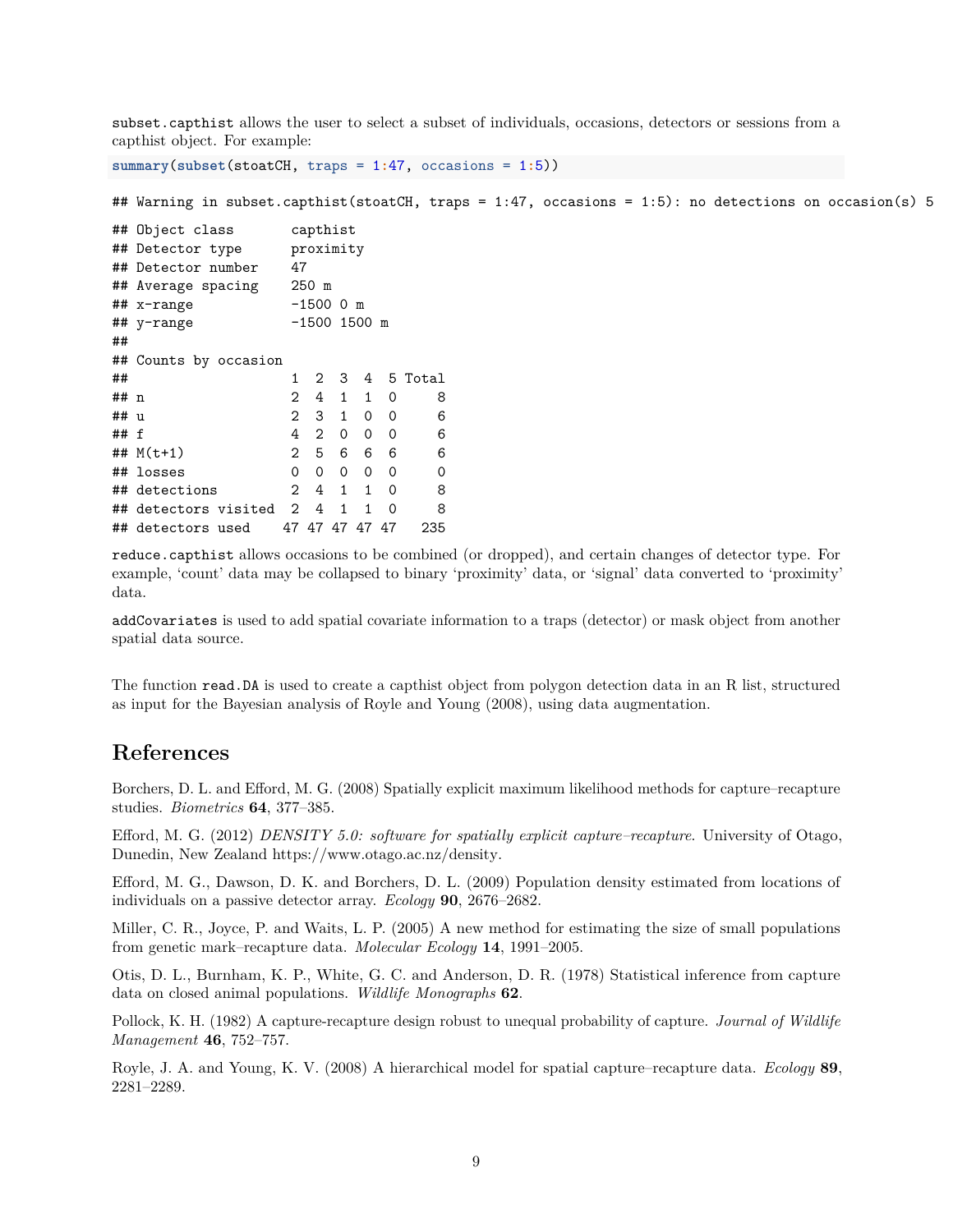`subset.capthist` allows the user to select a subset of individuals, occasions, detectors or sessions from a capthist object. For example:

```
summary(subset(stoatCH, traps = 1:47, occasions = 1:5))
```

```
## Warning in subset.capthist(stoatCH, traps = 1:47, occasions = 1:5): no detections on occasion(s) 5
```

```
## Object class       capthist
## Detector type      proximity
## Detector number    47
## Average spacing    250 m
## x-range            -1500 0 m
## y-range            -1500 1500 m
##
## Counts by occasion
##                     1  2  3  4  5 Total
## n                   2  4  1  1  0     8
## u                   2  3  1  0  0     6
## f                   4  2  0  0  0     6
## M(t+1)              2  5  6  6  6     6
## losses              0  0  0  0  0     0
## detections          2  4  1  1  0     8
## detectors visited   2  4  1  1  0     8
## detectors used     47 47 47 47 47   235
```

`reduce.capthist` allows occasions to be combined (or dropped), and certain changes of detector type. For example, 'count' data may be collapsed to binary 'proximity' data, or 'signal' data converted to 'proximity' data.

`addCovariates` is used to add spatial covariate information to a traps (detector) or mask object from another spatial data source.

The function `read.DA` is used to create a capthist object from polygon detection data in an R list, structured as input for the Bayesian analysis of Royle and Young (2008), using data augmentation.

## References

Borchers, D. L. and Efford, M. G. (2008) Spatially explicit maximum likelihood methods for capture–recapture studies. *Biometrics* **64**, 377–385.

Efford, M. G. (2012) *DENSITY 5.0: software for spatially explicit capture–recapture*. University of Otago, Dunedin, New Zealand https://www.otago.ac.nz/density.

Efford, M. G., Dawson, D. K. and Borchers, D. L. (2009) Population density estimated from locations of individuals on a passive detector array. *Ecology* **90**, 2676–2682.

Miller, C. R., Joyce, P. and Waits, L. P. (2005) A new method for estimating the size of small populations from genetic mark–recapture data. *Molecular Ecology* **14**, 1991–2005.

Otis, D. L., Burnham, K. P., White, G. C. and Anderson, D. R. (1978) Statistical inference from capture data on closed animal populations. *Wildlife Monographs* **62**.

Pollock, K. H. (1982) A capture-recapture design robust to unequal probability of capture. *Journal of Wildlife Management* **46**, 752–757.

Royle, J. A. and Young, K. V. (2008) A hierarchical model for spatial capture–recapture data. *Ecology* **89**, 2281–2289.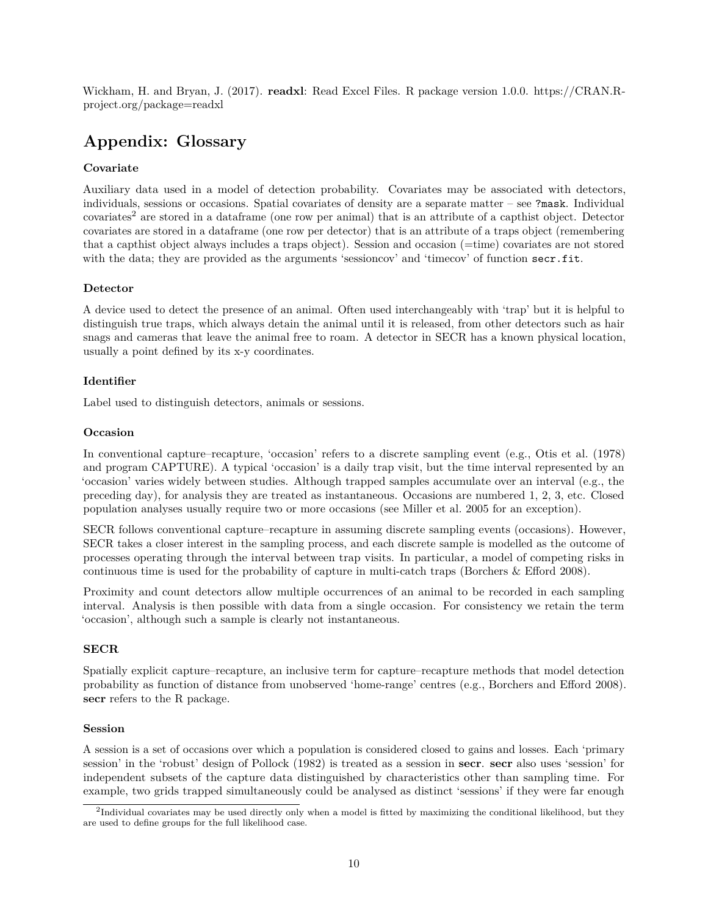Wickham, H. and Bryan, J. (2017). **readxl**: Read Excel Files. R package version 1.0.0. https://CRAN.R-project.org/package=readxl

# Appendix: Glossary

### Covariate

Auxiliary data used in a model of detection probability. Covariates may be associated with detectors, individuals, sessions or occasions. Spatial covariates of density are a separate matter – see `?mask`. Individual covariates[2] are stored in a dataframe (one row per animal) that is an attribute of a capthist object. Detector covariates are stored in a dataframe (one row per detector) that is an attribute of a traps object (remembering that a capthist object always includes a traps object). Session and occasion (=time) covariates are not stored with the data; they are provided as the arguments 'sessioncov' and 'timecov' of function `secr.fit`.

### Detector

A device used to detect the presence of an animal. Often used interchangeably with 'trap' but it is helpful to distinguish true traps, which always detain the animal until it is released, from other detectors such as hair snags and cameras that leave the animal free to roam. A detector in SECR has a known physical location, usually a point defined by its x-y coordinates.

### Identifier

Label used to distinguish detectors, animals or sessions.

### Occasion

In conventional capture–recapture, 'occasion' refers to a discrete sampling event (e.g., Otis et al. (1978) and program CAPTURE). A typical 'occasion' is a daily trap visit, but the time interval represented by an 'occasion' varies widely between studies. Although trapped samples accumulate over an interval (e.g., the preceding day), for analysis they are treated as instantaneous. Occasions are numbered 1, 2, 3, etc. Closed population analyses usually require two or more occasions (see Miller et al. 2005 for an exception).

SECR follows conventional capture–recapture in assuming discrete sampling events (occasions). However, SECR takes a closer interest in the sampling process, and each discrete sample is modelled as the outcome of processes operating through the interval between trap visits. In particular, a model of competing risks in continuous time is used for the probability of capture in multi-catch traps (Borchers & Efford 2008).

Proximity and count detectors allow multiple occurrences of an animal to be recorded in each sampling interval. Analysis is then possible with data from a single occasion. For consistency we retain the term 'occasion', although such a sample is clearly not instantaneous.

### SECR

Spatially explicit capture–recapture, an inclusive term for capture–recapture methods that model detection probability as function of distance from unobserved 'home-range' centres (e.g., Borchers and Efford 2008). **secr** refers to the R package.

### Session

A session is a set of occasions over which a population is considered closed to gains and losses. Each 'primary session' in the 'robust' design of Pollock (1982) is treated as a session in **secr**. **secr** also uses 'session' for independent subsets of the capture data distinguished by characteristics other than sampling time. For example, two grids trapped simultaneously could be analysed as distinct 'sessions' if they were far enough

[2] Individual covariates may be used directly only when a model is fitted by maximizing the conditional likelihood, but they are used to define groups for the full likelihood case.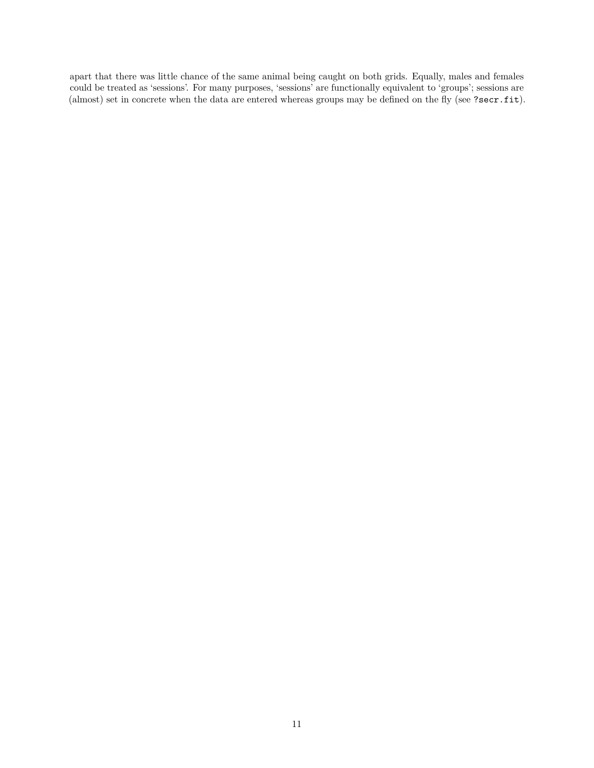apart that there was little chance of the same animal being caught on both grids. Equally, males and females could be treated as 'sessions'. For many purposes, 'sessions' are functionally equivalent to 'groups'; sessions are (almost) set in concrete when the data are entered whereas groups may be defined on the fly (see `?secr.fit`).